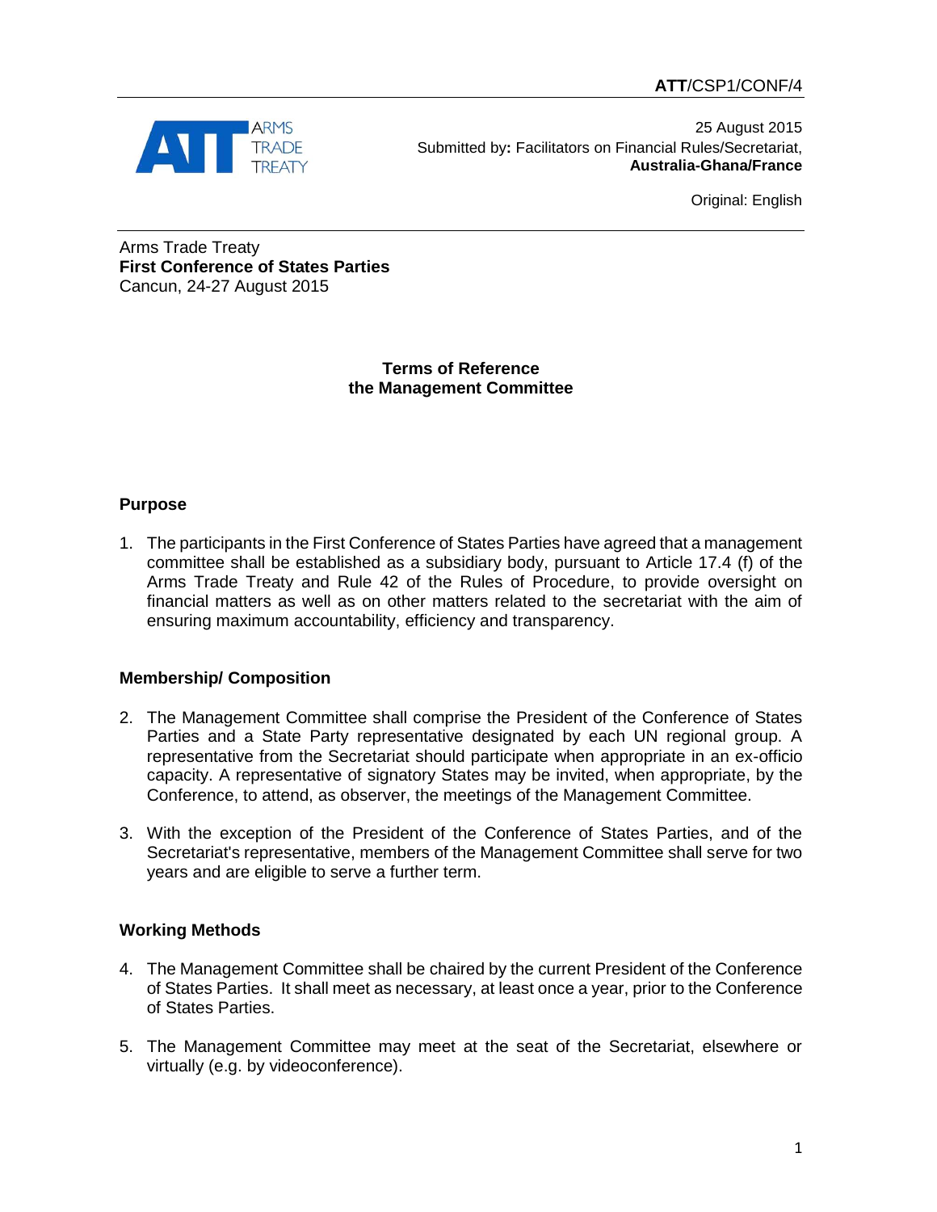**ATT**/CSP1/CONF/4

25 August 2015

Submitted by**:** Facilitators on Financial Rules/Secretariat,
**Australia-Ghana/France**

Original: English

Arms Trade Treaty
**First Conference of States Parties**
Cancun, 24-27 August 2015

**Terms of Reference**
**the Management Committee**

**Purpose**

1. The participants in the First Conference of States Parties have agreed that a management committee shall be established as a subsidiary body, pursuant to Article 17.4 (f) of the Arms Trade Treaty and Rule 42 of the Rules of Procedure, to provide oversight on financial matters as well as on other matters related to the secretariat with the aim of ensuring maximum accountability, efficiency and transparency.

**Membership/ Composition**

2. The Management Committee shall comprise the President of the Conference of States Parties and a State Party representative designated by each UN regional group. A representative from the Secretariat should participate when appropriate in an ex-officio capacity. A representative of signatory States may be invited, when appropriate, by the Conference, to attend, as observer, the meetings of the Management Committee.

3. With the exception of the President of the Conference of States Parties, and of the Secretariat's representative, members of the Management Committee shall serve for two years and are eligible to serve a further term.

**Working Methods**

4. The Management Committee shall be chaired by the current President of the Conference of States Parties. It shall meet as necessary, at least once a year, prior to the Conference of States Parties.

5. The Management Committee may meet at the seat of the Secretariat, elsewhere or virtually (e.g. by videoconference).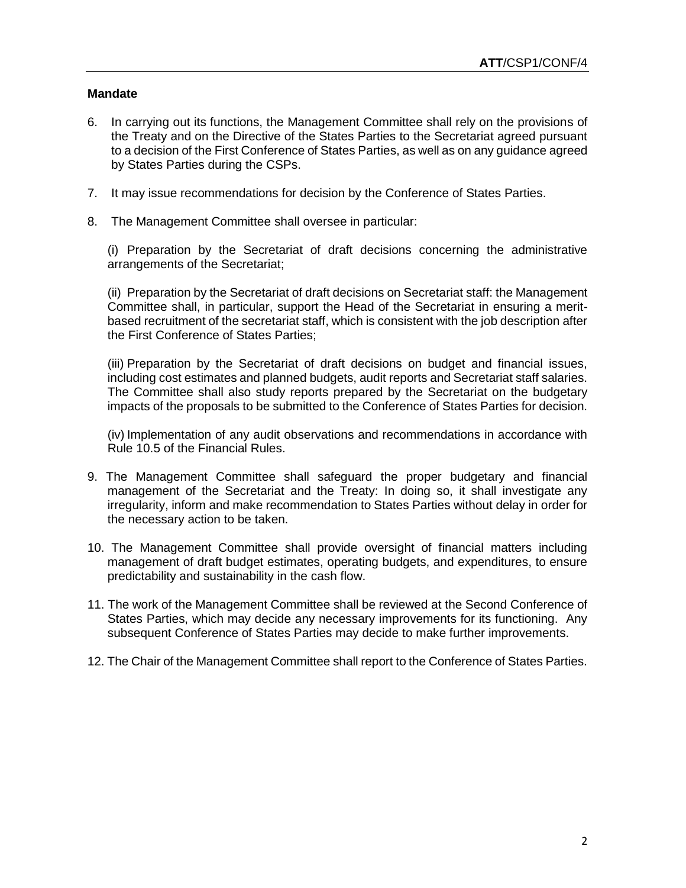**Mandate**

6. In carrying out its functions, the Management Committee shall rely on the provisions of the Treaty and on the Directive of the States Parties to the Secretariat agreed pursuant to a decision of the First Conference of States Parties, as well as on any guidance agreed by States Parties during the CSPs.

7. It may issue recommendations for decision by the Conference of States Parties.

8. The Management Committee shall oversee in particular:

   (i) Preparation by the Secretariat of draft decisions concerning the administrative arrangements of the Secretariat;

   (ii) Preparation by the Secretariat of draft decisions on Secretariat staff: the Management Committee shall, in particular, support the Head of the Secretariat in ensuring a merit-based recruitment of the secretariat staff, which is consistent with the job description after the First Conference of States Parties;

   (iii) Preparation by the Secretariat of draft decisions on budget and financial issues, including cost estimates and planned budgets, audit reports and Secretariat staff salaries. The Committee shall also study reports prepared by the Secretariat on the budgetary impacts of the proposals to be submitted to the Conference of States Parties for decision.

   (iv) Implementation of any audit observations and recommendations in accordance with Rule 10.5 of the Financial Rules.

9. The Management Committee shall safeguard the proper budgetary and financial management of the Secretariat and the Treaty: In doing so, it shall investigate any irregularity, inform and make recommendation to States Parties without delay in order for the necessary action to be taken.

10. The Management Committee shall provide oversight of financial matters including management of draft budget estimates, operating budgets, and expenditures, to ensure predictability and sustainability in the cash flow.

11. The work of the Management Committee shall be reviewed at the Second Conference of States Parties, which may decide any necessary improvements for its functioning. Any subsequent Conference of States Parties may decide to make further improvements.

12. The Chair of the Management Committee shall report to the Conference of States Parties.